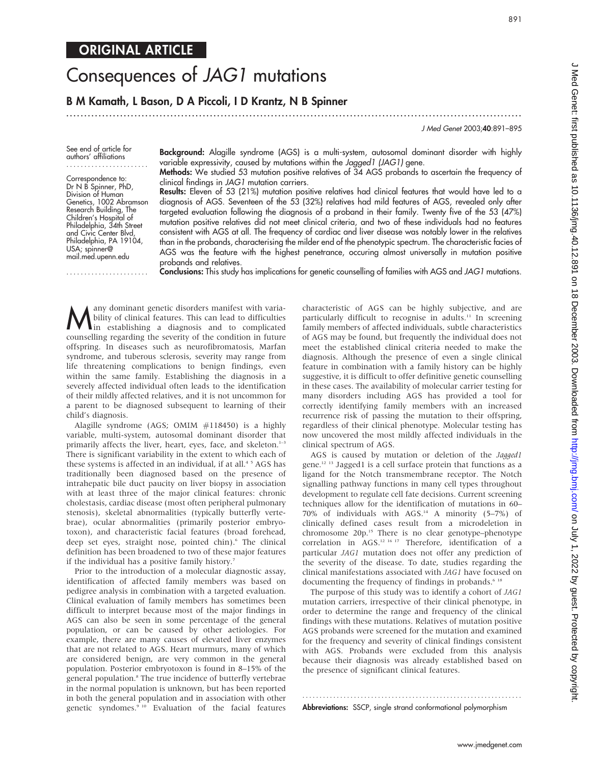ORIGINAL ARTICLE

# Consequences of *JAG1* mutations

**B M Kamath, L Bason, D A Piccoli, I D Krantz, N B Spinner**

See end of article for authors' affiliations

Correspondence to: Dr N B Spinner, PhD, Division of Human Genetics, 1002 Abramson Research Building, The Children's Hospital of Philadelphia, 34th Street and Civic Center Blvd, Philadelphia, PA 19104, USA; spinner@mail.med.upenn.edu

**Background:** Alagille syndrome (AGS) is a multi-system, autosomal dominant disorder with highly variable expressivity, caused by mutations within the *Jagged1 (JAG1)* gene.

**Methods:** We studied 53 mutation positive relatives of 34 AGS probands to ascertain the frequency of clinical findings in *JAG1* mutation carriers.

**Results:** Eleven of 53 (21%) mutation positive relatives had clinical features that would have led to a diagnosis of AGS. Seventeen of the 53 (32%) relatives had mild features of AGS, revealed only after targeted evaluation following the diagnosis of a proband in their family. Twenty five of the 53 (47%) mutation positive relatives did not meet clinical criteria, and two of these individuals had no features consistent with AGS at all. The frequency of cardiac and liver disease was notably lower in the relatives than in the probands, characterising the milder end of the phenotypic spectrum. The characteristic facies of AGS was the feature with the highest penetrance, occuring almost universally in mutation positive probands and relatives.

**Conclusions:** This study has implications for genetic counselling of families with AGS and *JAG1* mutations.

Many dominant genetic disorders manifest with variability of clinical features. This can lead to difficulties in establishing a diagnosis and to complicated counselling regarding the severity of the condition in future offspring. In diseases such as neurofibromatosis, Marfan syndrome, and tuberous sclerosis, severity may range from life threatening complications to benign findings, even within the same family. Establishing the diagnosis in a severely affected individual often leads to the identification of their mildly affected relatives, and it is not uncommon for a parent to be diagnosed subsequent to learning of their child's diagnosis.

Alagille syndrome (AGS; OMIM #118450) is a highly variable, multi-system, autosomal dominant disorder that primarily affects the liver, heart, eyes, face, and skeleton.[1–3] There is significant variability in the extent to which each of these systems is affected in an individual, if at all.[4 5] AGS has traditionally been diagnosed based on the presence of intrahepatic bile duct paucity on liver biopsy in association with at least three of the major clinical features: chronic cholestasis, cardiac disease (most often peripheral pulmonary stenosis), skeletal abnormalities (typically butterfly vertebrae), ocular abnormalities (primarily posterior embryotoxon), and characteristic facial features (broad forehead, deep set eyes, straight nose, pointed chin).[6] The clinical definition has been broadened to two of these major features if the individual has a positive family history.[7]

Prior to the introduction of a molecular diagnostic assay, identification of affected family members was based on pedigree analysis in combination with a targeted evaluation. Clinical evaluation of family members has sometimes been difficult to interpret because most of the major findings in AGS can also be seen in some percentage of the general population, or can be caused by other aetiologies. For example, there are many causes of elevated liver enzymes that are not related to AGS. Heart murmurs, many of which are considered benign, are very common in the general population. Posterior embryotoxon is found in 8–15% of the general population.[8] The true incidence of butterfly vertebrae in the normal population is unknown, but has been reported in both the general population and in association with other genetic syndomes.[9 10] Evaluation of the facial features characteristic of AGS can be highly subjective, and are particularly difficult to recognise in adults.[11] In screening family members of affected individuals, subtle characteristics of AGS may be found, but frequently the individual does not meet the established clinical criteria needed to make the diagnosis. Although the presence of even a single clinical feature in combination with a family history can be highly suggestive, it is difficult to offer definitive genetic counselling in these cases. The availability of molecular carrier testing for many disorders including AGS has provided a tool for correctly identifying family members with an increased recurrence risk of passing the mutation to their offspring, regardless of their clinical phenotype. Molecular testing has now uncovered the most mildly affected individuals in the clinical spectrum of AGS.

AGS is caused by mutation or deletion of the *Jagged1* gene.[12 13] Jagged1 is a cell surface protein that functions as a ligand for the Notch transmembrane receptor. The Notch signalling pathway functions in many cell types throughout development to regulate cell fate decisions. Current screening techniques allow for the identification of mutations in 60–70% of individuals with AGS.[14] A minority (5–7%) of clinically defined cases result from a microdeletion in chromosome 20p.[15] There is no clear genotype–phenotype correlation in AGS.[12 16 17] Therefore, identification of a particular *JAG1* mutation does not offer any prediction of the severity of the disease. To date, studies regarding the clinical manifestations associated with *JAG1* have focused on documenting the frequency of findings in probands.[6 18]

The purpose of this study was to identify a cohort of *JAG1* mutation carriers, irrespective of their clinical phenotype, in order to determine the range and frequency of the clinical findings with these mutations. Relatives of mutation positive AGS probands were screened for the mutation and examined for the frequency and severity of clinical findings consistent with AGS. Probands were excluded from this analysis because their diagnosis was already established based on the presence of significant clinical features.

**Abbreviations:** SSCP, single strand conformational polymorphism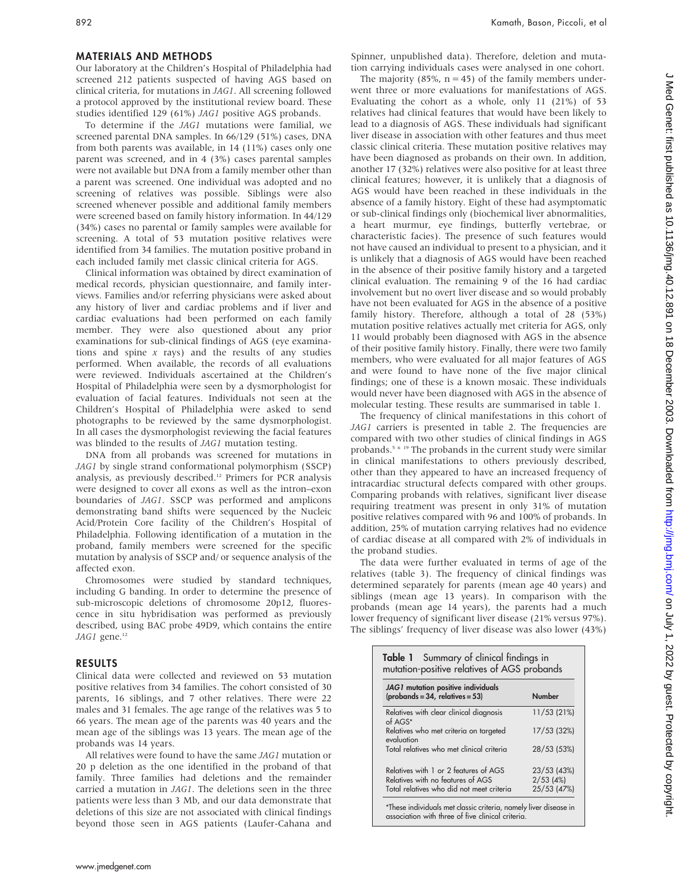## MATERIALS AND METHODS

Our laboratory at the Children's Hospital of Philadelphia had screened 212 patients suspected of having AGS based on clinical criteria, for mutations in *JAG1*. All screening followed a protocol approved by the institutional review board. These studies identified 129 (61%) *JAG1* positive AGS probands.

To determine if the *JAG1* mutations were familial, we screened parental DNA samples. In 66/129 (51%) cases, DNA from both parents was available, in 14 (11%) cases only one parent was screened, and in 4 (3%) cases parental samples were not available but DNA from a family member other than a parent was screened. One individual was adopted and no screening of relatives was possible. Siblings were also screened whenever possible and additional family members were screened based on family history information. In 44/129 (34%) cases no parental or family samples were available for screening. A total of 53 mutation positive relatives were identified from 34 families. The mutation positive proband in each included family met classic clinical criteria for AGS.

Clinical information was obtained by direct examination of medical records, physician questionnaire, and family interviews. Families and/or referring physicians were asked about any history of liver and cardiac problems and if liver and cardiac evaluations had been performed on each family member. They were also questioned about any prior examinations for sub-clinical findings of AGS (eye examinations and spine *x* rays) and the results of any studies performed. When available, the records of all evaluations were reviewed. Individuals ascertained at the Children's Hospital of Philadelphia were seen by a dysmorphologist for evaluation of facial features. Individuals not seen at the Children's Hospital of Philadelphia were asked to send photographs to be reviewed by the same dysmorphologist. In all cases the dysmorphologist reviewing the facial features was blinded to the results of *JAG1* mutation testing.

DNA from all probands was screened for mutations in *JAG1* by single strand conformational polymorphism (SSCP) analysis, as previously described.[12] Primers for PCR analysis were designed to cover all exons as well as the intron–exon boundaries of *JAG1*. SSCP was performed and amplicons demonstrating band shifts were sequenced by the Nucleic Acid/Protein Core facility of the Children's Hospital of Philadelphia. Following identification of a mutation in the proband, family members were screened for the specific mutation by analysis of SSCP and/ or sequence analysis of the affected exon.

Chromosomes were studied by standard techniques, including G banding. In order to determine the presence of sub-microscopic deletions of chromosome 20p12, fluorescence in situ hybridisation was performed as previously described, using BAC probe 49D9, which contains the entire *JAG1* gene.[12]

## RESULTS

Clinical data were collected and reviewed on 53 mutation positive relatives from 34 families. The cohort consisted of 30 parents, 16 siblings, and 7 other relatives. There were 22 males and 31 females. The age range of the relatives was 5 to 66 years. The mean age of the parents was 40 years and the mean age of the siblings was 13 years. The mean age of the probands was 14 years.

All relatives were found to have the same *JAG1* mutation or 20 p deletion as the one identified in the proband of that family. Three families had deletions and the remainder carried a mutation in *JAG1*. The deletions seen in the three patients were less than 3 Mb, and our data demonstrate that deletions of this size are not associated with clinical findings beyond those seen in AGS patients (Laufer-Cahana and Spinner, unpublished data). Therefore, deletion and mutation carrying individuals cases were analysed in one cohort.

The majority (85%, n = 45) of the family members underwent three or more evaluations for manifestations of AGS. Evaluating the cohort as a whole, only 11 (21%) of 53 relatives had clinical features that would have been likely to lead to a diagnosis of AGS. These individuals had significant liver disease in association with other features and thus meet classic clinical criteria. These mutation positive relatives may have been diagnosed as probands on their own. In addition, another 17 (32%) relatives were also positive for at least three clinical features; however, it is unlikely that a diagnosis of AGS would have been reached in these individuals in the absence of a family history. Eight of these had asymptomatic or sub-clinical findings only (biochemical liver abnormalities, a heart murmur, eye findings, butterfly vertebrae, or characteristic facies). The presence of such features would not have caused an individual to present to a physician, and it is unlikely that a diagnosis of AGS would have been reached in the absence of their positive family history and a targeted clinical evaluation. The remaining 9 of the 16 had cardiac involvement but no overt liver disease and so would probably have not been evaluated for AGS in the absence of a positive family history. Therefore, although a total of 28 (53%) mutation positive relatives actually met criteria for AGS, only 11 would probably been diagnosed with AGS in the absence of their positive family history. Finally, there were two family members, who were evaluated for all major features of AGS and were found to have none of the five major clinical findings; one of these is a known mosaic. These individuals would never have been diagnosed with AGS in the absence of molecular testing. These results are summarised in table 1.

The frequency of clinical manifestations in this cohort of *JAG1* carriers is presented in table 2. The frequencies are compared with two other studies of clinical findings in AGS probands.[5 6 19] The probands in the current study were similar in clinical manifestations to others previously described, other than they appeared to have an increased frequency of intracardiac structural defects compared with other groups. Comparing probands with relatives, significant liver disease requiring treatment was present in only 31% of mutation positive relatives compared with 96 and 100% of probands. In addition, 25% of mutation carrying relatives had no evidence of cardiac disease at all compared with 2% of individuals in the proband studies.

The data were further evaluated in terms of age of the relatives (table 3). The frequency of clinical findings was determined separately for parents (mean age 40 years) and siblings (mean age 13 years). In comparison with the probands (mean age 14 years), the parents had a much lower frequency of significant liver disease (21% versus 97%). The siblings' frequency of liver disease was also lower (43%)

**Table 1** Summary of clinical findings in mutation-positive relatives of AGS probands

| *JAG1* mutation positive individuals (probands = 34, relatives = 53) | Number |
|---|---|
| Relatives with clear clinical diagnosis of AGS* | 11/53 (21%) |
| Relatives who met criteria on targeted evaluation | 17/53 (32%) |
| Total relatives who met clinical criteria | 28/53 (53%) |
| Relatives with 1 or 2 features of AGS | 23/53 (43%) |
| Relatives with no features of AGS | 2/53 (4%) |
| Total relatives who did not meet criteria | 25/53 (47%) |

*These individuals met classic criteria, namely liver disease in association with three of five clinical criteria.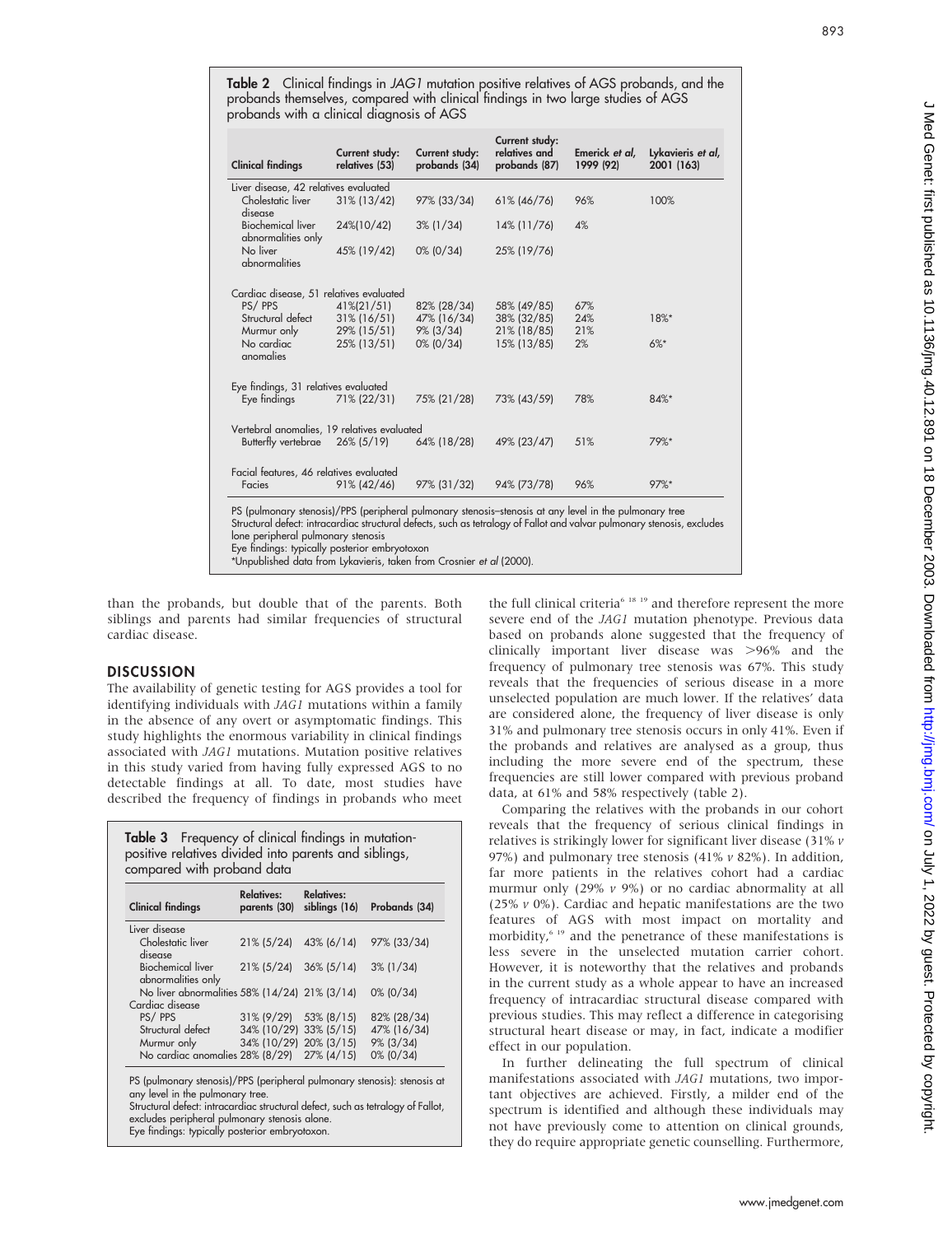**Table 2** Clinical findings in *JAG1* mutation positive relatives of AGS probands, and the probands themselves, compared with clinical findings in two large studies of AGS probands with a clinical diagnosis of AGS

| Clinical findings | Current study: relatives (53) | Current study: probands (34) | Current study: relatives and probands (87) | Emerick *et al*, 1999 (92) | Lykavieris *et al*, 2001 (163) |
|---|---|---|---|---|---|
| Liver disease, 42 relatives evaluated | | | | | |
| Cholestatic liver disease | 31% (13/42) | 97% (33/34) | 61% (46/76) | 96% | 100% |
| Biochemical liver abnormalities only | 24%(10/42) | 3% (1/34) | 14% (11/76) | 4% | |
| No liver abnormalities | 45% (19/42) | 0% (0/34) | 25% (19/76) | | |
| Cardiac disease, 51 relatives evaluated | | | | | |
| PS/ PPS | 41%(21/51) | 82% (28/34) | 58% (49/85) | 67% | |
| Structural defect | 31% (16/51) | 47% (16/34) | 38% (32/85) | 24% | 18%* |
| Murmur only | 29% (15/51) | 9% (3/34) | 21% (18/85) | 21% | |
| No cardiac anomalies | 25% (13/51) | 0% (0/34) | 15% (13/85) | 2% | 6%* |
| Eye findings, 31 relatives evaluated | | | | | |
| Eye findings | 71% (22/31) | 75% (21/28) | 73% (43/59) | 78% | 84%* |
| Vertebral anomalies, 19 relatives evaluated | | | | | |
| Butterfly vertebrae | 26% (5/19) | 64% (18/28) | 49% (23/47) | 51% | 79%* |
| Facial features, 46 relatives evaluated | | | | | |
| Facies | 91% (42/46) | 97% (31/32) | 94% (73/78) | 96% | 97%* |

PS (pulmonary stenosis)/PPS (peripheral pulmonary stenosis–stenosis at any level in the pulmonary tree
Structural defect: intracardiac structural defects, such as tetralogy of Fallot and valvar pulmonary stenosis, excludes lone peripheral pulmonary stenosis
Eye findings: typically posterior embryotoxon
*Unpublished data from Lykavieris, taken from Crosnier *et al* (2000).

than the probands, but double that of the parents. Both siblings and parents had similar frequencies of structural cardiac disease.

## DISCUSSION

The availability of genetic testing for AGS provides a tool for identifying individuals with *JAG1* mutations within a family in the absence of any overt or asymptomatic findings. This study highlights the enormous variability in clinical findings associated with *JAG1* mutations. Mutation positive relatives in this study varied from having fully expressed AGS to no detectable findings at all. To date, most studies have described the frequency of findings in probands who meet the full clinical criteria[6 18 19] and therefore represent the more severe end of the *JAG1* mutation phenotype. Previous data based on probands alone suggested that the frequency of clinically important liver disease was >96% and the frequency of pulmonary tree stenosis was 67%. This study reveals that the frequencies of serious disease in a more unselected population are much lower. If the relatives' data are considered alone, the frequency of liver disease is only 31% and pulmonary tree stenosis occurs in only 41%. Even if the probands and relatives are analysed as a group, thus including the more severe end of the spectrum, these frequencies are still lower compared with previous proband data, at 61% and 58% respectively (table 2).

**Table 3** Frequency of clinical findings in mutation-positive relatives divided into parents and siblings, compared with proband data

| Clinical findings | Relatives: parents (30) | Relatives: siblings (16) | Probands (34) |
|---|---|---|---|
| Liver disease | | | |
| Cholestatic liver disease | 21% (5/24) | 43% (6/14) | 97% (33/34) |
| Biochemical liver abnormalities only | 21% (5/24) | 36% (5/14) | 3% (1/34) |
| No liver abnormalities | 58% (14/24) | 21% (3/14) | 0% (0/34) |
| Cardiac disease | | | |
| PS/ PPS | 31% (9/29) | 53% (8/15) | 82% (28/34) |
| Structural defect | 34% (10/29) | 33% (5/15) | 47% (16/34) |
| Murmur only | 34% (10/29) | 20% (3/15) | 9% (3/34) |
| No cardiac anomalies | 28% (8/29) | 27% (4/15) | 0% (0/34) |

PS (pulmonary stenosis)/PPS (peripheral pulmonary stenosis): stenosis at any level in the pulmonary tree.
Structural defect: intracardiac structural defect, such as tetralogy of Fallot, excludes peripheral pulmonary stenosis alone.
Eye findings: typically posterior embryotoxon.

Comparing the relatives with the probands in our cohort reveals that the frequency of serious clinical findings in relatives is strikingly lower for significant liver disease (31% *v* 97%) and pulmonary tree stenosis (41% *v* 82%). In addition, far more patients in the relatives cohort had a cardiac murmur only (29% *v* 9%) or no cardiac abnormality at all (25% *v* 0%). Cardiac and hepatic manifestations are the two features of AGS with most impact on mortality and morbidity,[6 19] and the penetrance of these manifestations is less severe in the unselected mutation carrier cohort. However, it is noteworthy that the relatives and probands in the current study as a whole appear to have an increased frequency of intracardiac structural disease compared with previous studies. This may reflect a difference in categorising structural heart disease or may, in fact, indicate a modifier effect in our population.

In further delineating the full spectrum of clinical manifestations associated with *JAG1* mutations, two important objectives are achieved. Firstly, a milder end of the spectrum is identified and although these individuals may not have previously come to attention on clinical grounds, they do require appropriate genetic counselling. Furthermore,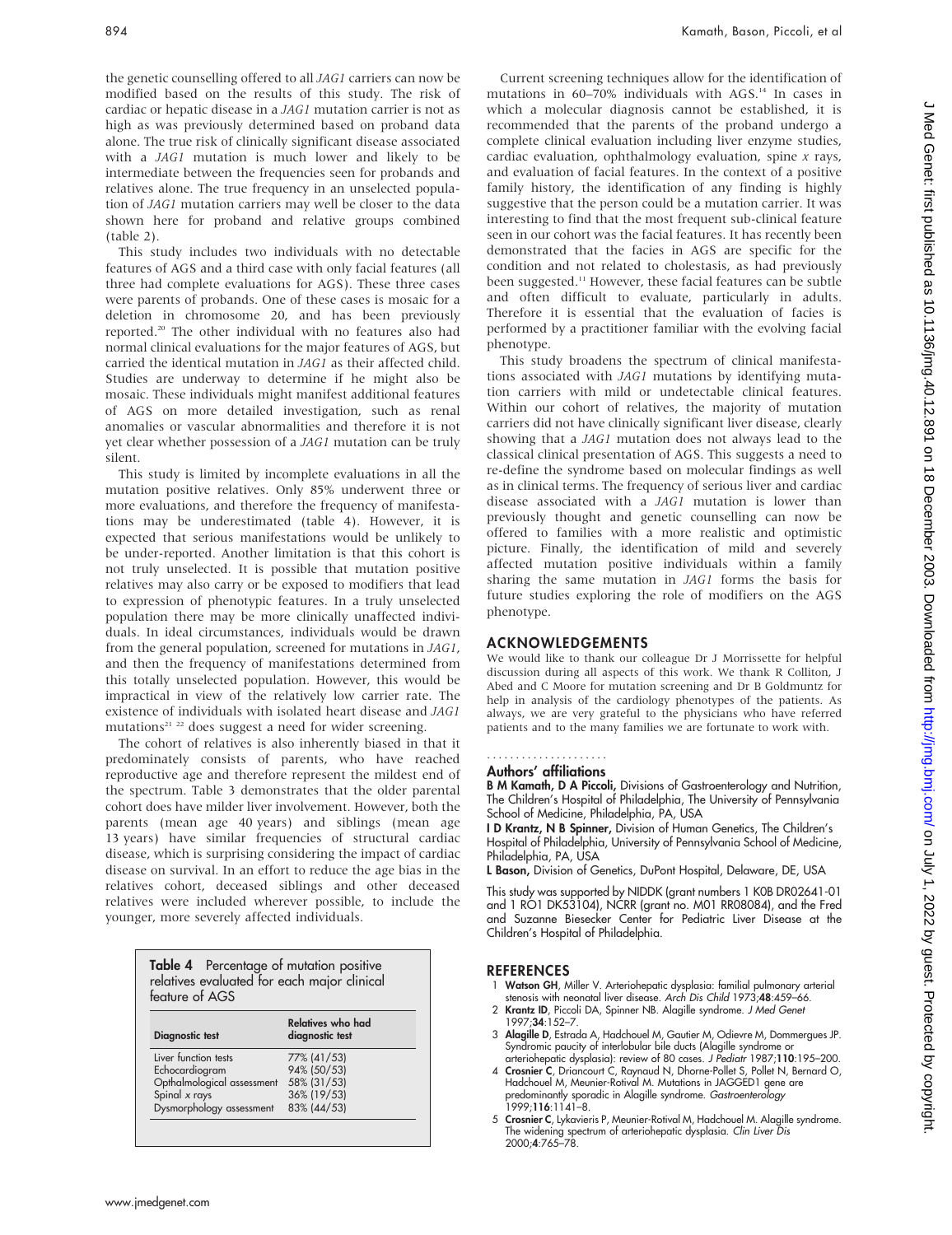the genetic counselling offered to all *JAG1* carriers can now be modified based on the results of this study. The risk of cardiac or hepatic disease in a *JAG1* mutation carrier is not as high as was previously determined based on proband data alone. The true risk of clinically significant disease associated with a *JAG1* mutation is much lower and likely to be intermediate between the frequencies seen for probands and relatives alone. The true frequency in an unselected population of *JAG1* mutation carriers may well be closer to the data shown here for proband and relative groups combined (table 2).

This study includes two individuals with no detectable features of AGS and a third case with only facial features (all three had complete evaluations for AGS). These three cases were parents of probands. One of these cases is mosaic for a deletion in chromosome 20, and has been previously reported.[20] The other individual with no features also had normal clinical evaluations for the major features of AGS, but carried the identical mutation in *JAG1* as their affected child. Studies are underway to determine if he might also be mosaic. These individuals might manifest additional features of AGS on more detailed investigation, such as renal anomalies or vascular abnormalities and therefore it is not yet clear whether possession of a *JAG1* mutation can be truly silent.

This study is limited by incomplete evaluations in all the mutation positive relatives. Only 85% underwent three or more evaluations, and therefore the frequency of manifestations may be underestimated (table 4). However, it is expected that serious manifestations would be unlikely to be under-reported. Another limitation is that this cohort is not truly unselected. It is possible that mutation positive relatives may also carry or be exposed to modifiers that lead to expression of phenotypic features. In a truly unselected population there may be more clinically unaffected individuals. In ideal circumstances, individuals would be drawn from the general population, screened for mutations in *JAG1*, and then the frequency of manifestations determined from this totally unselected population. However, this would be impractical in view of the relatively low carrier rate. The existence of individuals with isolated heart disease and *JAG1* mutations[21 22] does suggest a need for wider screening.

The cohort of relatives is also inherently biased in that it predominately consists of parents, who have reached reproductive age and therefore represent the mildest end of the spectrum. Table 3 demonstrates that the older parental cohort does have milder liver involvement. However, both the parents (mean age 40 years) and siblings (mean age 13 years) have similar frequencies of structural cardiac disease, which is surprising considering the impact of cardiac disease on survival. In an effort to reduce the age bias in the relatives cohort, deceased siblings and other deceased relatives were included wherever possible, to include the younger, more severely affected individuals.

**Table 4** Percentage of mutation positive relatives evaluated for each major clinical feature of AGS

| Diagnostic test | Relatives who had diagnostic test |
|---|---|
| Liver function tests | 77% (41/53) |
| Echocardiogram | 94% (50/53) |
| Opthalmological assessment | 58% (31/53) |
| Spinal *x* rays | 36% (19/53) |
| Dysmorphology assessment | 83% (44/53) |

Current screening techniques allow for the identification of mutations in 60–70% individuals with AGS.[14] In cases in which a molecular diagnosis cannot be established, it is recommended that the parents of the proband undergo a complete clinical evaluation including liver enzyme studies, cardiac evaluation, ophthalmology evaluation, spine *x* rays, and evaluation of facial features. In the context of a positive family history, the identification of any finding is highly suggestive that the person could be a mutation carrier. It was interesting to find that the most frequent sub-clinical feature seen in our cohort was the facial features. It has recently been demonstrated that the facies in AGS are specific for the condition and not related to cholestasis, as had previously been suggested.[11] However, these facial features can be subtle and often difficult to evaluate, particularly in adults. Therefore it is essential that the evaluation of facies is performed by a practitioner familiar with the evolving facial phenotype.

This study broadens the spectrum of clinical manifestations associated with *JAG1* mutations by identifying mutation carriers with mild or undetectable clinical features. Within our cohort of relatives, the majority of mutation carriers did not have clinically significant liver disease, clearly showing that a *JAG1* mutation does not always lead to the classical clinical presentation of AGS. This suggests a need to re-define the syndrome based on molecular findings as well as in clinical terms. The frequency of serious liver and cardiac disease associated with a *JAG1* mutation is lower than previously thought and genetic counselling can now be offered to families with a more realistic and optimistic picture. Finally, the identification of mild and severely affected mutation positive individuals within a family sharing the same mutation in *JAG1* forms the basis for future studies exploring the role of modifiers on the AGS phenotype.

## ACKNOWLEDGEMENTS

We would like to thank our colleague Dr J Morrissette for helpful discussion during all aspects of this work. We thank R Colliton, J Abed and C Moore for mutation screening and Dr B Goldmuntz for help in analysis of the cardiology phenotypes of the patients. As always, we are very grateful to the physicians who have referred patients and to the many families we are fortunate to work with.

### Authors' affiliations

**B M Kamath, D A Piccoli,** Divisions of Gastroenterology and Nutrition, The Children's Hospital of Philadelphia, The University of Pennsylvania School of Medicine, Philadelphia, PA, USA

**I D Krantz, N B Spinner,** Division of Human Genetics, The Children's Hospital of Philadelphia, University of Pennsylvania School of Medicine, Philadelphia, PA, USA

**L Bason,** Division of Genetics, DuPont Hospital, Delaware, DE, USA

This study was supported by NIDDK (grant numbers 1 K0B DR02641-01 and 1 RO1 DK53104), NCRR (grant no. M01 RR08084), and the Fred and Suzanne Biesecker Center for Pediatric Liver Disease at the Children's Hospital of Philadelphia.

## REFERENCES

1. **Watson GH**, Miller V. Arteriohepatic dysplasia: familial pulmonary arterial stenosis with neonatal liver disease. *Arch Dis Child* 1973;**48**:459–66.
2. **Krantz ID**, Piccoli DA, Spinner NB. Alagille syndrome. *J Med Genet* 1997;**34**:152–7.
3. **Alagille D**, Estrada A, Hadchouel M, Gautier M, Odievre M, Dommergues JP. Syndromic paucity of interlobular bile ducts (Alagille syndrome or arteriohepatic dysplasia): review of 80 cases. *J Pediatr* 1987;**110**:195–200.
4. **Crosnier C**, Driancourt C, Raynaud N, Dhorne-Pollet S, Pollet N, Bernard O, Hadchouel M, Meunier-Rotival M. Mutations in JAGGED1 gene are predominantly sporadic in Alagille syndrome. *Gastroenterology* 1999;**116**:1141–8.
5. **Crosnier C**, Lykavieris P, Meunier-Rotival M, Hadchouel M. Alagille syndrome. The widening spectrum of arteriohepatic dysplasia. *Clin Liver Dis* 2000;**4**:765–78.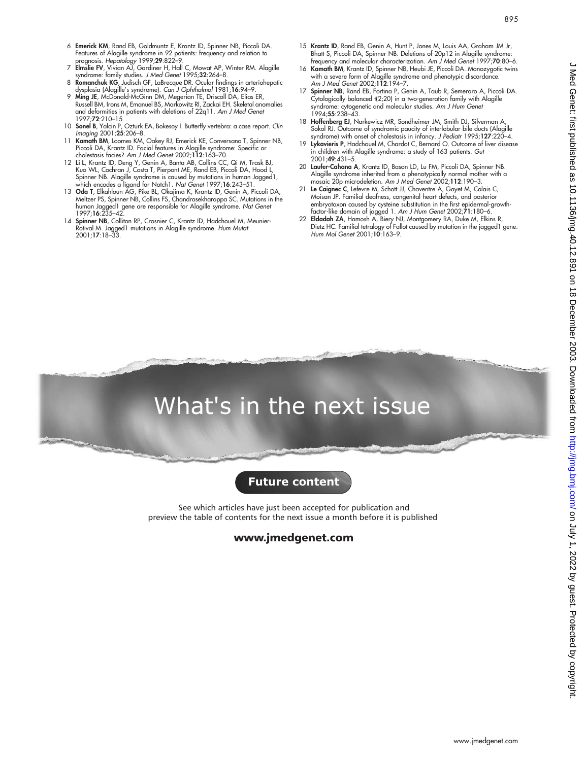6 **Emerick KM**, Rand EB, Goldmuntz E, Krantz ID, Spinner NB, Piccoli DA. Features of Alagille syndrome in 92 patients: frequency and relation to prognosis. *Hepatology* 1999;**29**:822–9.

7 **Elmslie FV**, Vivian AJ, Gardiner H, Hall C, Mowat AP, Winter RM. Alagille syndrome: family studies. *J Med Genet* 1995;**32**:264–8.

8 **Romanchuk KG**, Judisch GF, LaBrecque DR. Ocular findings in arteriohepatic dysplasia (Alagille's syndrome). *Can J Ophthalmol* 1981;**16**:94–9.

9 **Ming JE**, McDonald-McGinn DM, Megerian TE, Driscoll DA, Elias ER, Russell BM, Irons M, Emanuel BS, Markowitz RI, Zackai EH. Skeletal anomalies and deformities in patients with deletions of 22q11. *Am J Med Genet* 1997;**72**:210–15.

10 **Sonel B**, Yalcin P, Ozturk EA, Bokesoy I. Butterfly vertebra: a case report. *Clin Imaging* 2001;**25**:206–8.

11 **Kamath BM**, Loomes KM, Oakey RJ, Emerick KE, Conversano T, Spinner NB, Piccoli DA, Krantz ID. Facial features in Alagille syndrome: Specific or cholestasis facies? *Am J Med Genet* 2002;**112**:163–70.

12 **Li L**, Krantz ID, Deng Y, Genin A, Banta AB, Collins CC, Qi M, Trask BJ, Kuo WL, Cochran J, Costa T, Pierpont ME, Rand EB, Piccoli DA, Hood L, Spinner NB. Alagille syndrome is caused by mutations in human Jagged1, which encodes a ligand for Notch1. *Nat Genet* 1997;**16**:243–51.

13 **Oda T**, Elkahloun AG, Pike BL, Okajima K, Krantz ID, Genin A, Piccoli DA, Meltzer PS, Spinner NB, Collins FS, Chandrasekharappa SC. Mutations in the human Jagged1 gene are responsible for Alagille syndrome. *Nat Genet* 1997;**16**:235–42.

14 **Spinner NB**, Colliton RP, Crosnier C, Krantz ID, Hadchouel M, Meunier-Rotival M. Jagged1 mutations in Alagille syndrome. *Hum Mutat* 2001;**17**:18–33.

15 **Krantz ID**, Rand EB, Genin A, Hunt P, Jones M, Louis AA, Graham JM Jr, Bhatt S, Piccoli DA, Spinner NB. Deletions of 20p12 in Alagille syndrome: frequency and molecular characterization. *Am J Med Genet* 1997;**70**:80–6.

16 **Kamath BM**, Krantz ID, Spinner NB, Heubi JE, Piccoli DA. Monozygotic twins with a severe form of Alagille syndrome and phenotypic discordance. *Am J Med Genet* 2002;**112**:194–7.

17 **Spinner NB**, Rand EB, Fortina P, Genin A, Taub R, Semeraro A, Piccoli DA. Cytologically balanced t(2;20) in a two-generation family with Alagille syndrome: cytogenetic and molecular studies. *Am J Hum Genet* 1994;**55**:238–43.

18 **Hoffenberg EJ**, Narkewicz MR, Sondheimer JM, Smith DJ, Silverman A, Sokol RJ. Outcome of syndromic paucity of interlobular bile ducts (Alagille syndrome) with onset of cholestasis in infancy. *J Pediatr* 1995;**127**:220–4.

19 **Lykavieris P**, Hadchouel M, Chardot C, Bernard O. Outcome of liver disease in children with Alagille syndrome: a study of 163 patients. *Gut* 2001;**49**:431–5.

20 **Laufer-Cahana A**, Krantz ID, Bason LD, Lu FM, Piccoli DA, Spinner NB. Alagille syndrome inherited from a phenotypically normal mother with a mosaic 20p microdeletion. *Am J Med Genet* 2002;**112**:190–3.

21 **Le Caignec C**, Lefevre M, Schott JJ, Chaventre A, Gayet M, Calais C, Moisan JP. Familial deafness, congenital heart defects, and posterior embryotoxon caused by cysteine substitution in the first epidermal-growth-factor-like domain of jagged 1. *Am J Hum Genet* 2002;**71**:180–6.

22 **Eldadah ZA**, Hamosh A, Biery NJ, Montgomery RA, Duke M, Elkins R, Dietz HC. Familial tetralogy of Fallot caused by mutation in the jagged1 gene. *Hum Mol Genet* 2001;**10**:163–9.

# What's in the next issue

**Future content**

See which articles have just been accepted for publication and preview the table of contents for the next issue a month before it is published

**www.jmedgenet.com**